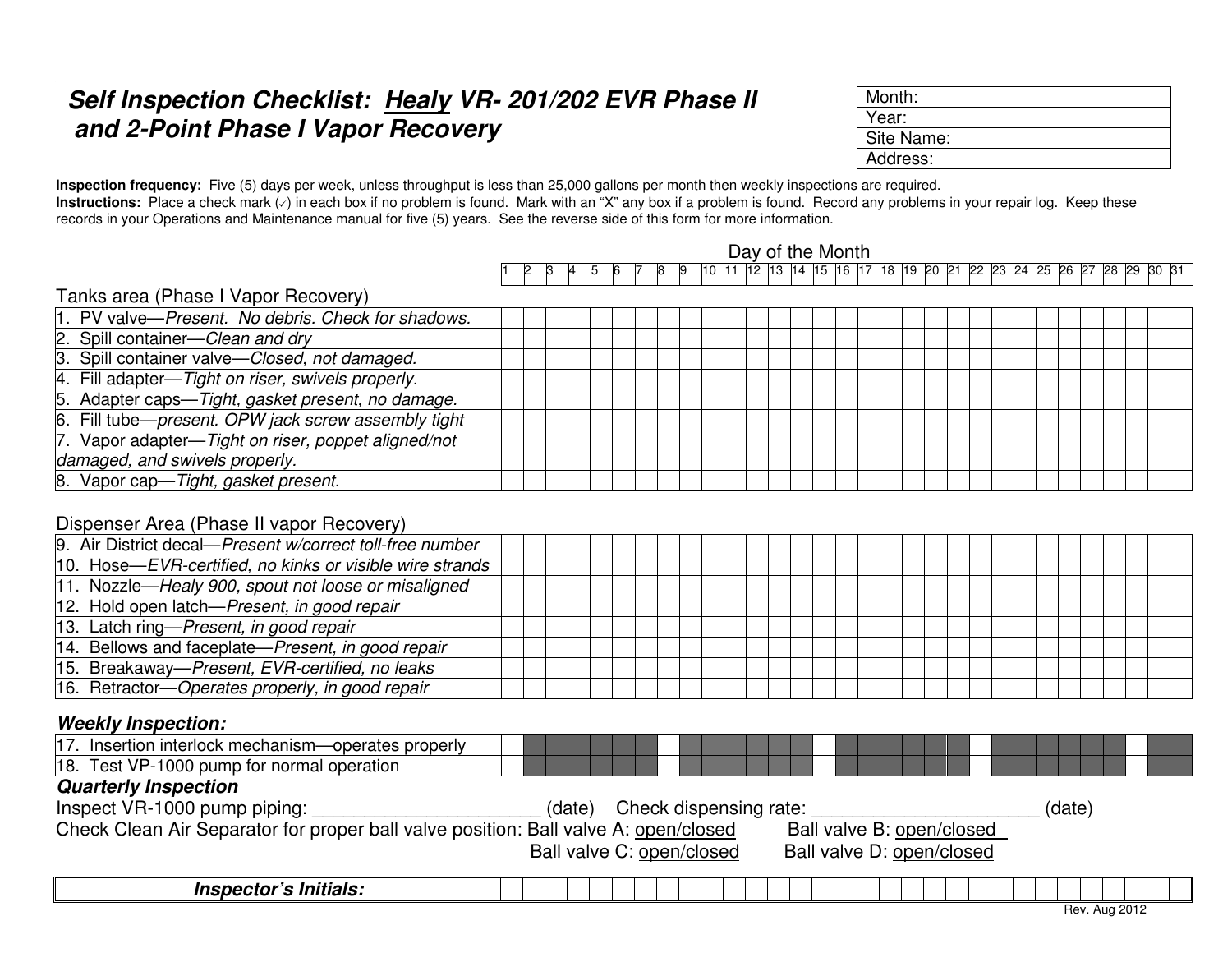# Self Inspection Checklist: Healy VR- 201/202 EVR Phase II and 2-Point Phase I Vapor Recovery

| Month: |
|---|
| Year: |
| Site Name: |
| Address: |

**Inspection frequency:** Five (5) days per week, unless throughput is less than 25,000 gallons per month then weekly inspections are required.
**Instructions:** Place a check mark (✓) in each box if no problem is found. Mark with an "X" any box if a problem is found. Record any problems in your repair log. Keep these records in your Operations and Maintenance manual for five (5) years. See the reverse side of this form for more information.

| | Day of the Month | | | | | | | | | | | | | | | | | | | | | | | | | | | | | |
|---|---|---|---|---|---|---|---|---|---|---|---|---|---|---|---|---|---|---|---|---|---|---|---|---|---|---|---|---|---|---|
| | 1 | 2 | 3 | 4 | 5 | 6 | 7 | 8 | 9 | 10 | 11 | 12 | 13 | 14 | 15 | 16 | 17 | 18 | 19 | 20 | 21 | 22 | 23 | 24 | 25 | 26 | 27 | 28 | 29 | 30 | 31 |
| **Tanks area (Phase I Vapor Recovery)** | | | | | | | | | | | | | | | | | | | | | | | | | | | | | | | |
| 1. PV valve—*Present. No debris. Check for shadows.* | | | | | | | | | | | | | | | | | | | | | | | | | | | | | | | |
| 2. Spill container—*Clean and dry* | | | | | | | | | | | | | | | | | | | | | | | | | | | | | | | |
| 3. Spill container valve—*Closed, not damaged.* | | | | | | | | | | | | | | | | | | | | | | | | | | | | | | | |
| 4. Fill adapter—*Tight on riser, swivels properly.* | | | | | | | | | | | | | | | | | | | | | | | | | | | | | | | |
| 5. Adapter caps—*Tight, gasket present, no damage.* | | | | | | | | | | | | | | | | | | | | | | | | | | | | | | | |
| 6. Fill tube—*present. OPW jack screw assembly tight* | | | | | | | | | | | | | | | | | | | | | | | | | | | | | | | |
| 7. Vapor adapter—*Tight on riser, poppet aligned/not damaged, and swivels properly.* | | | | | | | | | | | | | | | | | | | | | | | | | | | | | | | |
| 8. Vapor cap—*Tight, gasket present.* | | | | | | | | | | | | | | | | | | | | | | | | | | | | | | | |
| **Dispenser Area (Phase II vapor Recovery)** | | | | | | | | | | | | | | | | | | | | | | | | | | | | | | | |
| 9. Air District decal—*Present w/correct toll-free number* | | | | | | | | | | | | | | | | | | | | | | | | | | | | | | | |
| 10. Hose—*EVR-certified, no kinks or visible wire strands* | | | | | | | | | | | | | | | | | | | | | | | | | | | | | | | |
| 11. Nozzle—*Healy 900, spout not loose or misaligned* | | | | | | | | | | | | | | | | | | | | | | | | | | | | | | | |
| 12. Hold open latch—*Present, in good repair* | | | | | | | | | | | | | | | | | | | | | | | | | | | | | | | |
| 13. Latch ring—*Present, in good repair* | | | | | | | | | | | | | | | | | | | | | | | | | | | | | | | |
| 14. Bellows and faceplate—*Present, in good repair* | | | | | | | | | | | | | | | | | | | | | | | | | | | | | | | |
| 15. Breakaway—*Present, EVR-certified, no leaks* | | | | | | | | | | | | | | | | | | | | | | | | | | | | | | | |
| 16. Retractor—*Operates properly, in good repair* | | | | | | | | | | | | | | | | | | | | | | | | | | | | | | | |
| ***Weekly Inspection:*** | | | | | | | | | | | | | | | | | | | | | | | | | | | | | | | |
| 17. Insertion interlock mechanism—operates properly | | | | | | | | | | | | | | | | | | | | | | | | | | | | | | | |
| 18. Test VP-1000 pump for normal operation | | | | | | | | | | | | | | | | | | | | | | | | | | | | | | | |

### *Quarterly Inspection*

Inspect VR-1000 pump piping: ______________________ (date) Check dispensing rate: ______________________ (date)

Check Clean Air Separator for proper ball valve position: Ball valve A: open/closed Ball valve B: open/closed
Ball valve C: open/closed Ball valve D: open/closed

| ***Inspector's Initials:*** | | | | | | | | | | | | | | | | | | | | | | | | | | | | | | | |
|---|---|---|---|---|---|---|---|---|---|---|---|---|---|---|---|---|---|---|---|---|---|---|---|---|---|---|---|---|---|---|---|

Rev. Aug 2012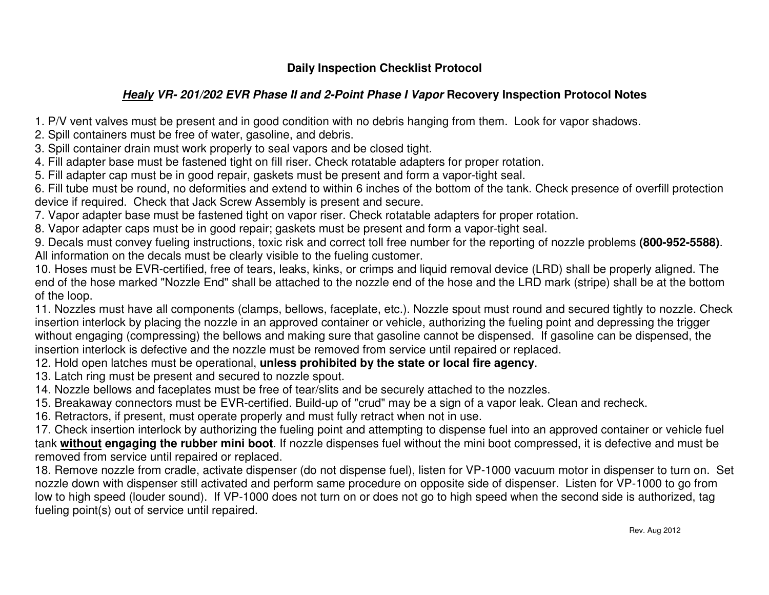## Daily Inspection Checklist Protocol

### ***Healy*** *VR- 201/202 EVR Phase II and 2-Point Phase I Vapor* Recovery Inspection Protocol Notes

1. P/V vent valves must be present and in good condition with no debris hanging from them. Look for vapor shadows.
2. Spill containers must be free of water, gasoline, and debris.
3. Spill container drain must work properly to seal vapors and be closed tight.
4. Fill adapter base must be fastened tight on fill riser. Check rotatable adapters for proper rotation.
5. Fill adapter cap must be in good repair, gaskets must be present and form a vapor-tight seal.
6. Fill tube must be round, no deformities and extend to within 6 inches of the bottom of the tank. Check presence of overfill protection device if required. Check that Jack Screw Assembly is present and secure.
7. Vapor adapter base must be fastened tight on vapor riser. Check rotatable adapters for proper rotation.
8. Vapor adapter caps must be in good repair; gaskets must be present and form a vapor-tight seal.
9. Decals must convey fueling instructions, toxic risk and correct toll free number for the reporting of nozzle problems **(800-952-5588)**. All information on the decals must be clearly visible to the fueling customer.
10. Hoses must be EVR-certified, free of tears, leaks, kinks, or crimps and liquid removal device (LRD) shall be properly aligned. The end of the hose marked "Nozzle End" shall be attached to the nozzle end of the hose and the LRD mark (stripe) shall be at the bottom of the loop.
11. Nozzles must have all components (clamps, bellows, faceplate, etc.). Nozzle spout must round and secured tightly to nozzle. Check insertion interlock by placing the nozzle in an approved container or vehicle, authorizing the fueling point and depressing the trigger without engaging (compressing) the bellows and making sure that gasoline cannot be dispensed. If gasoline can be dispensed, the insertion interlock is defective and the nozzle must be removed from service until repaired or replaced.
12. Hold open latches must be operational, **unless prohibited by the state or local fire agency**.
13. Latch ring must be present and secured to nozzle spout.
14. Nozzle bellows and faceplates must be free of tear/slits and be securely attached to the nozzles.
15. Breakaway connectors must be EVR-certified. Build-up of "crud" may be a sign of a vapor leak. Clean and recheck.
16. Retractors, if present, must operate properly and must fully retract when not in use.
17. Check insertion interlock by authorizing the fueling point and attempting to dispense fuel into an approved container or vehicle fuel tank **without engaging the rubber mini boot**. If nozzle dispenses fuel without the mini boot compressed, it is defective and must be removed from service until repaired or replaced.
18. Remove nozzle from cradle, activate dispenser (do not dispense fuel), listen for VP-1000 vacuum motor in dispenser to turn on. Set nozzle down with dispenser still activated and perform same procedure on opposite side of dispenser. Listen for VP-1000 to go from low to high speed (louder sound). If VP-1000 does not turn on or does not go to high speed when the second side is authorized, tag fueling point(s) out of service until repaired.

Rev. Aug 2012